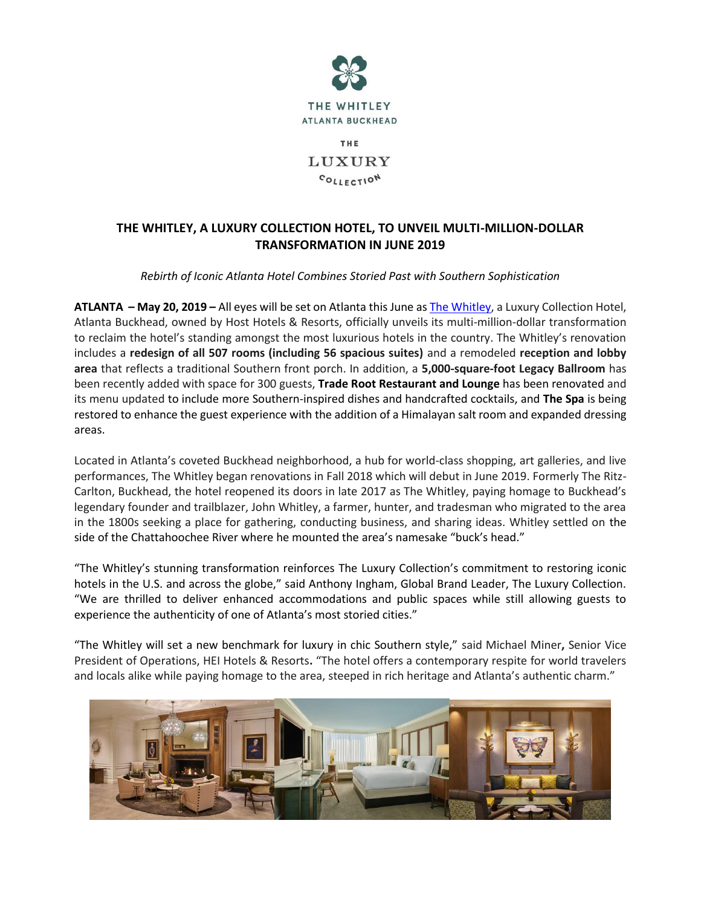THE WHITLEY
ATLANTA BUCKHEAD

THE
LUXURY
COLLECTION

# THE WHITLEY, A LUXURY COLLECTION HOTEL, TO UNVEIL MULTI-MILLION-DOLLAR TRANSFORMATION IN JUNE 2019

*Rebirth of Iconic Atlanta Hotel Combines Storied Past with Southern Sophistication*

**ATLANTA – May 20, 2019 –** All eyes will be set on Atlanta this June as [The Whitley](), a Luxury Collection Hotel, Atlanta Buckhead, owned by Host Hotels & Resorts, officially unveils its multi-million-dollar transformation to reclaim the hotel's standing amongst the most luxurious hotels in the country. The Whitley's renovation includes a **redesign of all 507 rooms (including 56 spacious suites)** and a remodeled **reception and lobby area** that reflects a traditional Southern front porch. In addition, a **5,000-square-foot Legacy Ballroom** has been recently added with space for 300 guests, **Trade Root Restaurant and Lounge** has been renovated and its menu updated to include more Southern-inspired dishes and handcrafted cocktails, and **The Spa** is being restored to enhance the guest experience with the addition of a Himalayan salt room and expanded dressing areas.

Located in Atlanta's coveted Buckhead neighborhood, a hub for world-class shopping, art galleries, and live performances, The Whitley began renovations in Fall 2018 which will debut in June 2019. Formerly The Ritz-Carlton, Buckhead, the hotel reopened its doors in late 2017 as The Whitley, paying homage to Buckhead's legendary founder and trailblazer, John Whitley, a farmer, hunter, and tradesman who migrated to the area in the 1800s seeking a place for gathering, conducting business, and sharing ideas. Whitley settled on the side of the Chattahoochee River where he mounted the area's namesake "buck's head."

"The Whitley's stunning transformation reinforces The Luxury Collection's commitment to restoring iconic hotels in the U.S. and across the globe," said Anthony Ingham, Global Brand Leader, The Luxury Collection. "We are thrilled to deliver enhanced accommodations and public spaces while still allowing guests to experience the authenticity of one of Atlanta's most storied cities."

"The Whitley will set a new benchmark for luxury in chic Southern style," said Michael Miner**,** Senior Vice President of Operations, HEI Hotels & Resorts**.** "The hotel offers a contemporary respite for world travelers and locals alike while paying homage to the area, steeped in rich heritage and Atlanta's authentic charm."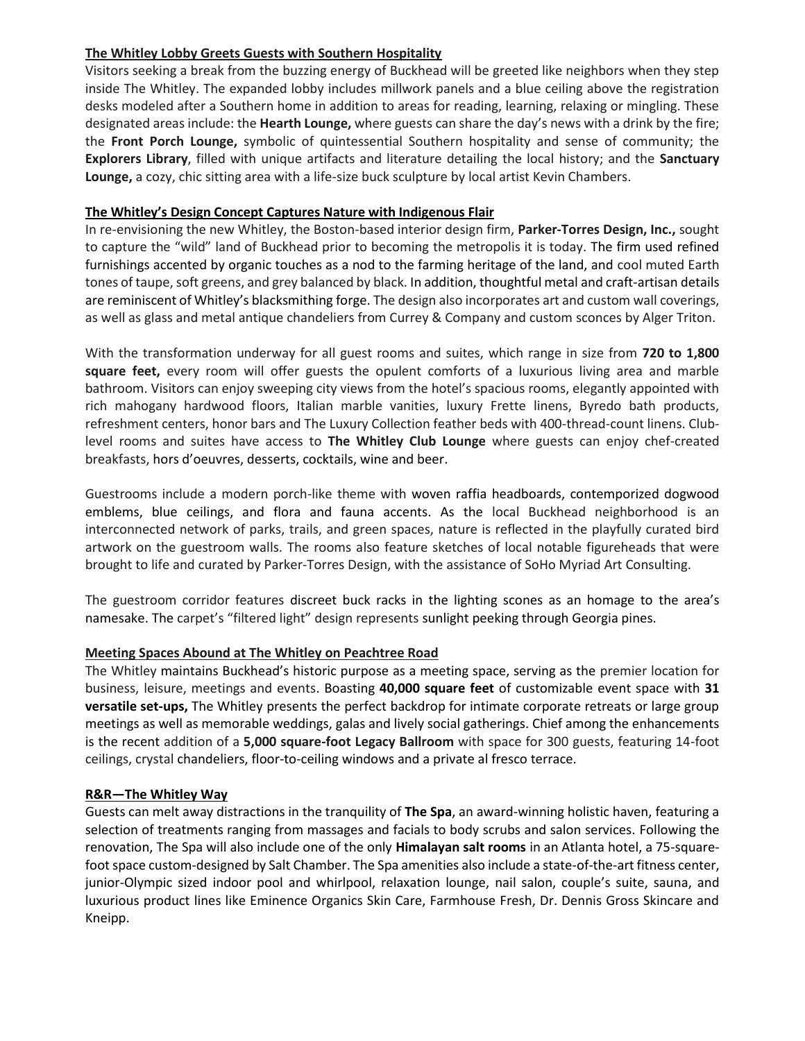## The Whitley Lobby Greets Guests with Southern Hospitality

Visitors seeking a break from the buzzing energy of Buckhead will be greeted like neighbors when they step inside The Whitley. The expanded lobby includes millwork panels and a blue ceiling above the registration desks modeled after a Southern home in addition to areas for reading, learning, relaxing or mingling. These designated areas include: the **Hearth Lounge,** where guests can share the day's news with a drink by the fire; the **Front Porch Lounge,** symbolic of quintessential Southern hospitality and sense of community; the **Explorers Library**, filled with unique artifacts and literature detailing the local history; and the **Sanctuary Lounge,** a cozy, chic sitting area with a life-size buck sculpture by local artist Kevin Chambers.

## The Whitley's Design Concept Captures Nature with Indigenous Flair

In re-envisioning the new Whitley, the Boston-based interior design firm, **Parker-Torres Design, Inc.,** sought to capture the "wild" land of Buckhead prior to becoming the metropolis it is today. The firm used refined furnishings accented by organic touches as a nod to the farming heritage of the land, and cool muted Earth tones of taupe, soft greens, and grey balanced by black. In addition, thoughtful metal and craft-artisan details are reminiscent of Whitley's blacksmithing forge. The design also incorporates art and custom wall coverings, as well as glass and metal antique chandeliers from Currey & Company and custom sconces by Alger Triton.

With the transformation underway for all guest rooms and suites, which range in size from **720 to 1,800 square feet,** every room will offer guests the opulent comforts of a luxurious living area and marble bathroom. Visitors can enjoy sweeping city views from the hotel's spacious rooms, elegantly appointed with rich mahogany hardwood floors, Italian marble vanities, luxury Frette linens, Byredo bath products, refreshment centers, honor bars and The Luxury Collection feather beds with 400-thread-count linens. Club-level rooms and suites have access to **The Whitley Club Lounge** where guests can enjoy chef-created breakfasts, hors d'oeuvres, desserts, cocktails, wine and beer.

Guestrooms include a modern porch-like theme with woven raffia headboards, contemporized dogwood emblems, blue ceilings, and flora and fauna accents. As the local Buckhead neighborhood is an interconnected network of parks, trails, and green spaces, nature is reflected in the playfully curated bird artwork on the guestroom walls. The rooms also feature sketches of local notable figureheads that were brought to life and curated by Parker-Torres Design, with the assistance of SoHo Myriad Art Consulting.

The guestroom corridor features discreet buck racks in the lighting scones as an homage to the area's namesake. The carpet's "filtered light" design represents sunlight peeking through Georgia pines.

## Meeting Spaces Abound at The Whitley on Peachtree Road

The Whitley maintains Buckhead's historic purpose as a meeting space, serving as the premier location for business, leisure, meetings and events. Boasting **40,000 square feet** of customizable event space with **31 versatile set-ups,** The Whitley presents the perfect backdrop for intimate corporate retreats or large group meetings as well as memorable weddings, galas and lively social gatherings. Chief among the enhancements is the recent addition of a **5,000 square-foot Legacy Ballroom** with space for 300 guests, featuring 14-foot ceilings, crystal chandeliers, floor-to-ceiling windows and a private al fresco terrace.

## R&R—The Whitley Way

Guests can melt away distractions in the tranquility of **The Spa**, an award-winning holistic haven, featuring a selection of treatments ranging from massages and facials to body scrubs and salon services. Following the renovation, The Spa will also include one of the only **Himalayan salt rooms** in an Atlanta hotel, a 75-square-foot space custom-designed by Salt Chamber. The Spa amenities also include a state-of-the-art fitness center, junior-Olympic sized indoor pool and whirlpool, relaxation lounge, nail salon, couple's suite, sauna, and luxurious product lines like Eminence Organics Skin Care, Farmhouse Fresh, Dr. Dennis Gross Skincare and Kneipp.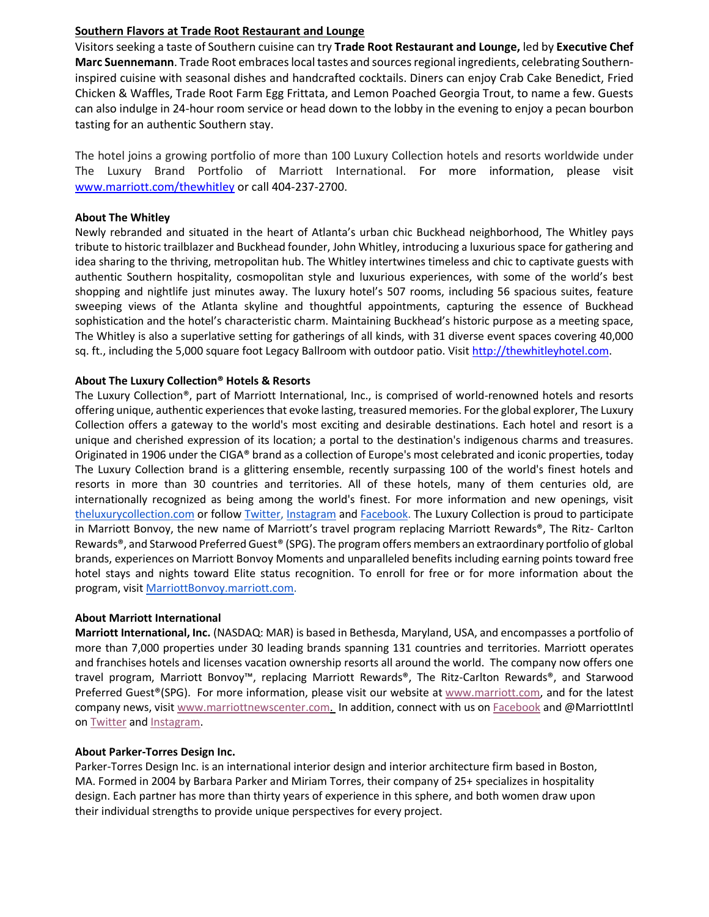**Southern Flavors at Trade Root Restaurant and Lounge**

Visitors seeking a taste of Southern cuisine can try **Trade Root Restaurant and Lounge,** led by **Executive Chef Marc Suennemann**. Trade Root embraces local tastes and sources regional ingredients, celebrating Southern-inspired cuisine with seasonal dishes and handcrafted cocktails. Diners can enjoy Crab Cake Benedict, Fried Chicken & Waffles, Trade Root Farm Egg Frittata, and Lemon Poached Georgia Trout, to name a few. Guests can also indulge in 24-hour room service or head down to the lobby in the evening to enjoy a pecan bourbon tasting for an authentic Southern stay.

The hotel joins a growing portfolio of more than 100 Luxury Collection hotels and resorts worldwide under The Luxury Brand Portfolio of Marriott International. For more information, please visit www.marriott.com/thewhitley or call 404-237-2700.

**About The Whitley**

Newly rebranded and situated in the heart of Atlanta's urban chic Buckhead neighborhood, The Whitley pays tribute to historic trailblazer and Buckhead founder, John Whitley, introducing a luxurious space for gathering and idea sharing to the thriving, metropolitan hub. The Whitley intertwines timeless and chic to captivate guests with authentic Southern hospitality, cosmopolitan style and luxurious experiences, with some of the world's best shopping and nightlife just minutes away. The luxury hotel's 507 rooms, including 56 spacious suites, feature sweeping views of the Atlanta skyline and thoughtful appointments, capturing the essence of Buckhead sophistication and the hotel's characteristic charm. Maintaining Buckhead's historic purpose as a meeting space, The Whitley is also a superlative setting for gatherings of all kinds, with 31 diverse event spaces covering 40,000 sq. ft., including the 5,000 square foot Legacy Ballroom with outdoor patio. Visit http://thewhitleyhotel.com.

**About The Luxury Collection® Hotels & Resorts**

The Luxury Collection®, part of Marriott International, Inc., is comprised of world-renowned hotels and resorts offering unique, authentic experiences that evoke lasting, treasured memories. For the global explorer, The Luxury Collection offers a gateway to the world's most exciting and desirable destinations. Each hotel and resort is a unique and cherished expression of its location; a portal to the destination's indigenous charms and treasures. Originated in 1906 under the CIGA® brand as a collection of Europe's most celebrated and iconic properties, today The Luxury Collection brand is a glittering ensemble, recently surpassing 100 of the world's finest hotels and resorts in more than 30 countries and territories. All of these hotels, many of them centuries old, are internationally recognized as being among the world's finest. For more information and new openings, visit theluxurycollection.com or follow Twitter, Instagram and Facebook. The Luxury Collection is proud to participate in Marriott Bonvoy, the new name of Marriott's travel program replacing Marriott Rewards®, The Ritz- Carlton Rewards®, and Starwood Preferred Guest® (SPG). The program offers members an extraordinary portfolio of global brands, experiences on Marriott Bonvoy Moments and unparalleled benefits including earning points toward free hotel stays and nights toward Elite status recognition. To enroll for free or for more information about the program, visit MarriottBonvoy.marriott.com.

**About Marriott International**

**Marriott International, Inc.** (NASDAQ: MAR) is based in Bethesda, Maryland, USA, and encompasses a portfolio of more than 7,000 properties under 30 leading brands spanning 131 countries and territories. Marriott operates and franchises hotels and licenses vacation ownership resorts all around the world. The company now offers one travel program, Marriott Bonvoy™, replacing Marriott Rewards®, The Ritz-Carlton Rewards®, and Starwood Preferred Guest®(SPG). For more information, please visit our website at www.marriott.com, and for the latest company news, visit www.marriottnewscenter.com. In addition, connect with us on Facebook and @MarriottIntl on Twitter and Instagram.

**About Parker-Torres Design Inc.**

Parker-Torres Design Inc. is an international interior design and interior architecture firm based in Boston, MA. Formed in 2004 by Barbara Parker and Miriam Torres, their company of 25+ specializes in hospitality design. Each partner has more than thirty years of experience in this sphere, and both women draw upon their individual strengths to provide unique perspectives for every project.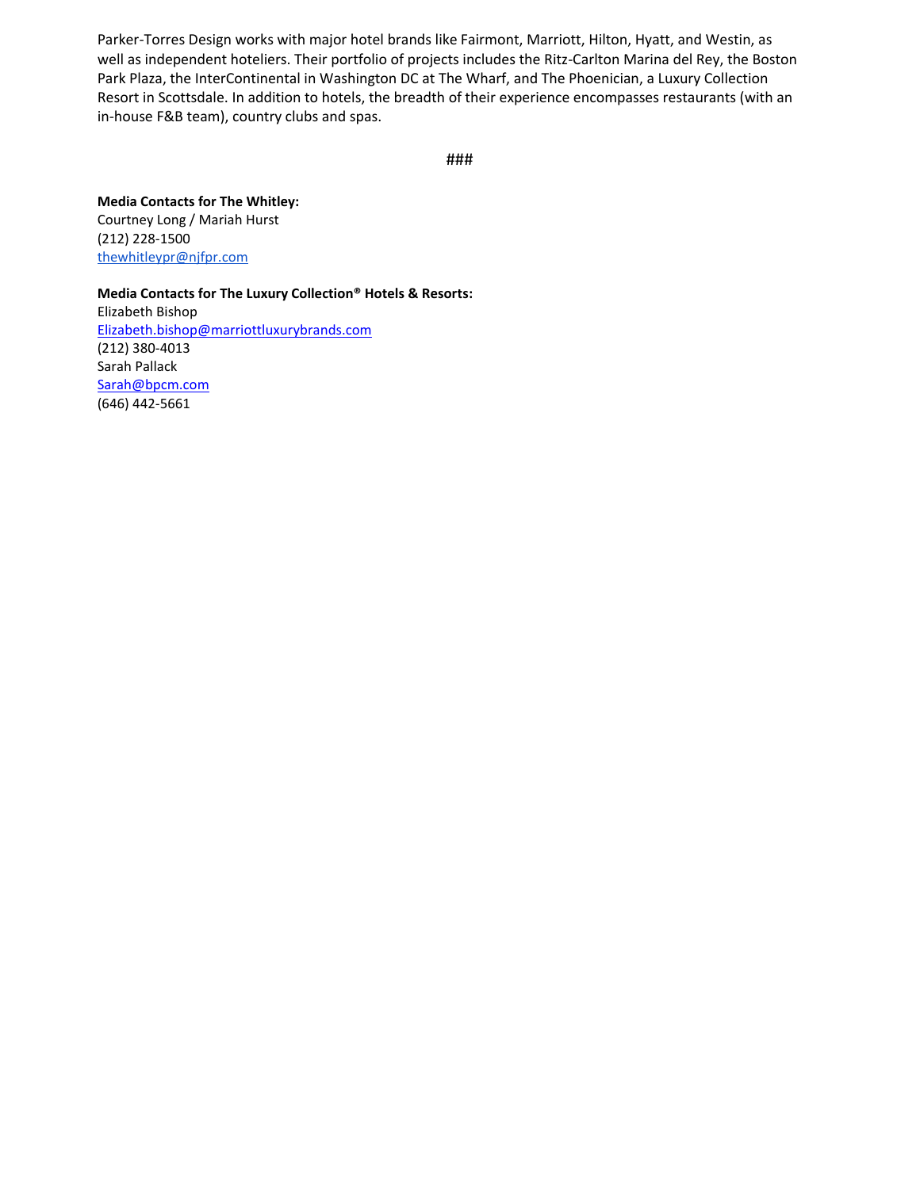Parker-Torres Design works with major hotel brands like Fairmont, Marriott, Hilton, Hyatt, and Westin, as well as independent hoteliers. Their portfolio of projects includes the Ritz-Carlton Marina del Rey, the Boston Park Plaza, the InterContinental in Washington DC at The Wharf, and The Phoenician, a Luxury Collection Resort in Scottsdale. In addition to hotels, the breadth of their experience encompasses restaurants (with an in-house F&B team), country clubs and spas.

###

**Media Contacts for The Whitley:**
Courtney Long / Mariah Hurst
(212) 228-1500
thewhitleypr@njfpr.com

**Media Contacts for The Luxury Collection® Hotels & Resorts:**
Elizabeth Bishop
Elizabeth.bishop@marriottluxurybrands.com
(212) 380-4013
Sarah Pallack
Sarah@bpcm.com
(646) 442-5661